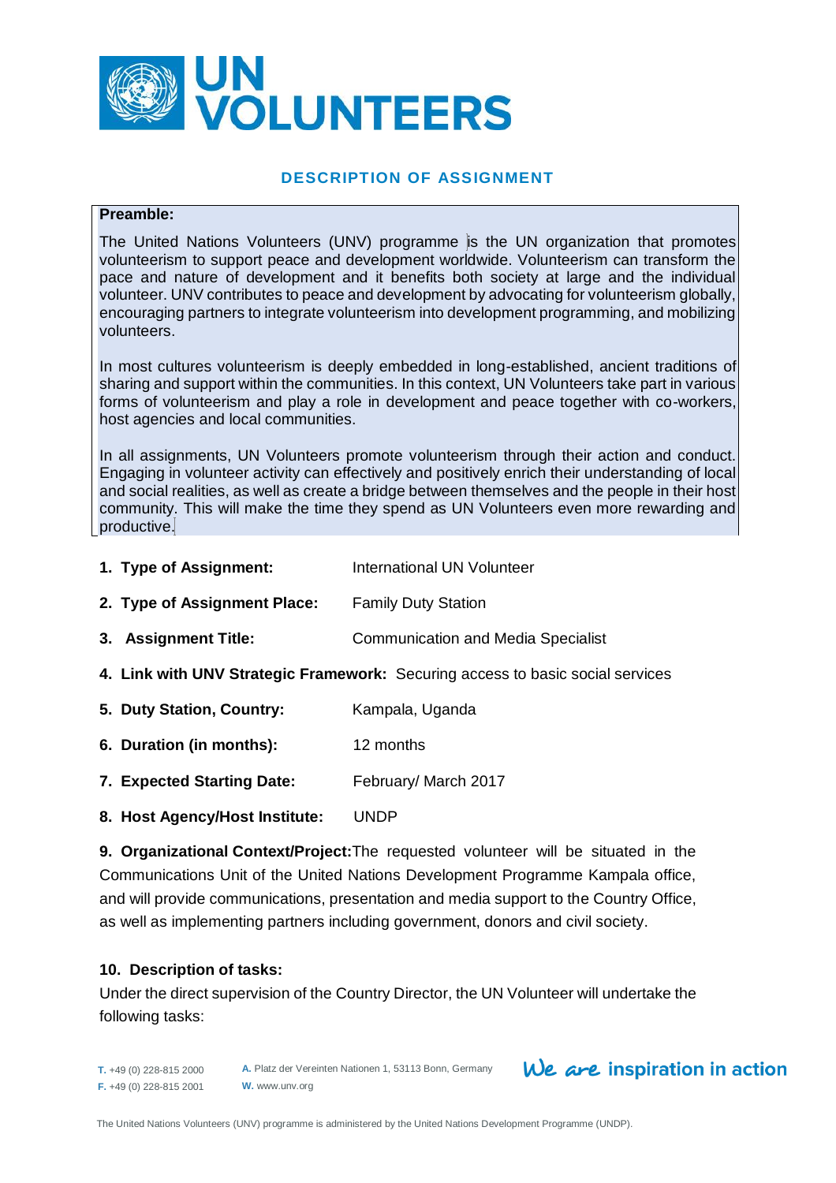# DESCRIPTION OF ASSIGNMENT

**Preamble:**

The United Nations Volunteers (UNV) programme is the UN organization that promotes volunteerism to support peace and development worldwide. Volunteerism can transform the pace and nature of development and it benefits both society at large and the individual volunteer. UNV contributes to peace and development by advocating for volunteerism globally, encouraging partners to integrate volunteerism into development programming, and mobilizing volunteers.

In most cultures volunteerism is deeply embedded in long-established, ancient traditions of sharing and support within the communities. In this context, UN Volunteers take part in various forms of volunteerism and play a role in development and peace together with co-workers, host agencies and local communities.

In all assignments, UN Volunteers promote volunteerism through their action and conduct. Engaging in volunteer activity can effectively and positively enrich their understanding of local and social realities, as well as create a bridge between themselves and the people in their host community. This will make the time they spend as UN Volunteers even more rewarding and productive.

1. **Type of Assignment:** International UN Volunteer
2. **Type of Assignment Place:** Family Duty Station
3. **Assignment Title:** Communication and Media Specialist
4. **Link with UNV Strategic Framework:** Securing access to basic social services
5. **Duty Station, Country:** Kampala, Uganda
6. **Duration (in months):** 12 months
7. **Expected Starting Date:** February/ March 2017
8. **Host Agency/Host Institute:** UNDP
9. **Organizational Context/Project:** The requested volunteer will be situated in the Communications Unit of the United Nations Development Programme Kampala office, and will provide communications, presentation and media support to the Country Office, as well as implementing partners including government, donors and civil society.

**10. Description of tasks:**

Under the direct supervision of the Country Director, the UN Volunteer will undertake the following tasks: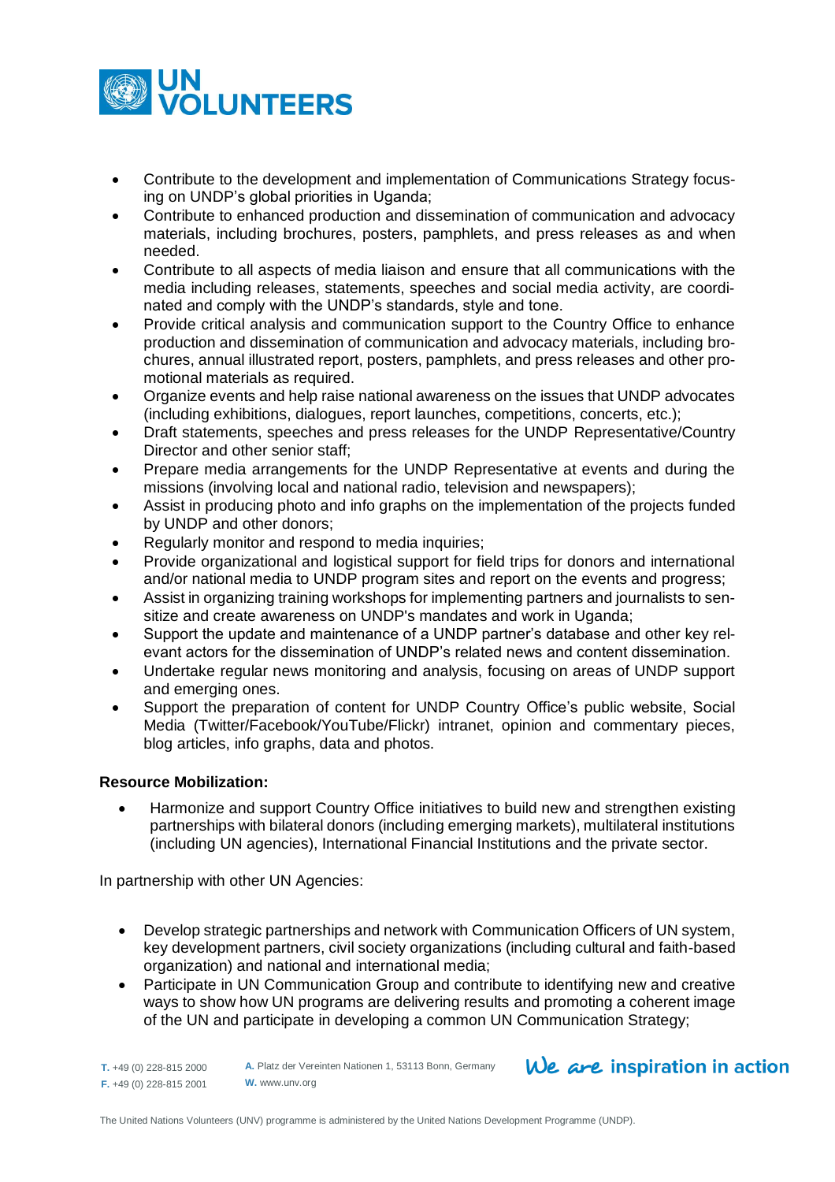- Contribute to the development and implementation of Communications Strategy focusing on UNDP's global priorities in Uganda;
- Contribute to enhanced production and dissemination of communication and advocacy materials, including brochures, posters, pamphlets, and press releases as and when needed.
- Contribute to all aspects of media liaison and ensure that all communications with the media including releases, statements, speeches and social media activity, are coordinated and comply with the UNDP's standards, style and tone.
- Provide critical analysis and communication support to the Country Office to enhance production and dissemination of communication and advocacy materials, including brochures, annual illustrated report, posters, pamphlets, and press releases and other promotional materials as required.
- Organize events and help raise national awareness on the issues that UNDP advocates (including exhibitions, dialogues, report launches, competitions, concerts, etc.);
- Draft statements, speeches and press releases for the UNDP Representative/Country Director and other senior staff;
- Prepare media arrangements for the UNDP Representative at events and during the missions (involving local and national radio, television and newspapers);
- Assist in producing photo and info graphs on the implementation of the projects funded by UNDP and other donors;
- Regularly monitor and respond to media inquiries;
- Provide organizational and logistical support for field trips for donors and international and/or national media to UNDP program sites and report on the events and progress;
- Assist in organizing training workshops for implementing partners and journalists to sensitize and create awareness on UNDP's mandates and work in Uganda;
- Support the update and maintenance of a UNDP partner's database and other key relevant actors for the dissemination of UNDP's related news and content dissemination.
- Undertake regular news monitoring and analysis, focusing on areas of UNDP support and emerging ones.
- Support the preparation of content for UNDP Country Office's public website, Social Media (Twitter/Facebook/YouTube/Flickr) intranet, opinion and commentary pieces, blog articles, info graphs, data and photos.

**Resource Mobilization:**

- Harmonize and support Country Office initiatives to build new and strengthen existing partnerships with bilateral donors (including emerging markets), multilateral institutions (including UN agencies), International Financial Institutions and the private sector.

In partnership with other UN Agencies:

- Develop strategic partnerships and network with Communication Officers of UN system, key development partners, civil society organizations (including cultural and faith-based organization) and national and international media;
- Participate in UN Communication Group and contribute to identifying new and creative ways to show how UN programs are delivering results and promoting a coherent image of the UN and participate in developing a common UN Communication Strategy;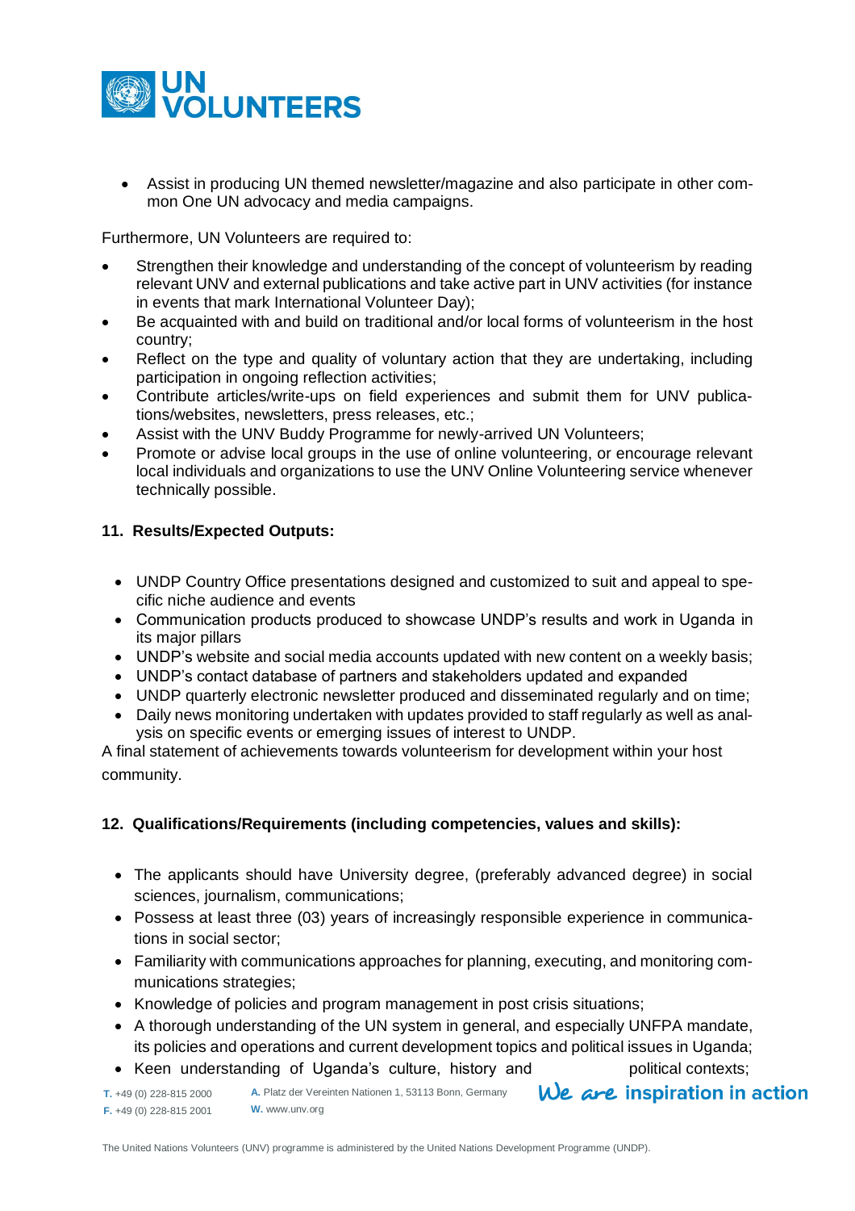- Assist in producing UN themed newsletter/magazine and also participate in other common One UN advocacy and media campaigns.

Furthermore, UN Volunteers are required to:

- Strengthen their knowledge and understanding of the concept of volunteerism by reading relevant UNV and external publications and take active part in UNV activities (for instance in events that mark International Volunteer Day);
- Be acquainted with and build on traditional and/or local forms of volunteerism in the host country;
- Reflect on the type and quality of voluntary action that they are undertaking, including participation in ongoing reflection activities;
- Contribute articles/write-ups on field experiences and submit them for UNV publications/websites, newsletters, press releases, etc.;
- Assist with the UNV Buddy Programme for newly-arrived UN Volunteers;
- Promote or advise local groups in the use of online volunteering, or encourage relevant local individuals and organizations to use the UNV Online Volunteering service whenever technically possible.

## 11. Results/Expected Outputs:

- UNDP Country Office presentations designed and customized to suit and appeal to specific niche audience and events
- Communication products produced to showcase UNDP's results and work in Uganda in its major pillars
- UNDP's website and social media accounts updated with new content on a weekly basis;
- UNDP's contact database of partners and stakeholders updated and expanded
- UNDP quarterly electronic newsletter produced and disseminated regularly and on time;
- Daily news monitoring undertaken with updates provided to staff regularly as well as analysis on specific events or emerging issues of interest to UNDP.

A final statement of achievements towards volunteerism for development within your host community.

## 12. Qualifications/Requirements (including competencies, values and skills):

- The applicants should have University degree, (preferably advanced degree) in social sciences, journalism, communications;
- Possess at least three (03) years of increasingly responsible experience in communications in social sector;
- Familiarity with communications approaches for planning, executing, and monitoring communications strategies;
- Knowledge of policies and program management in post crisis situations;
- A thorough understanding of the UN system in general, and especially UNFPA mandate, its policies and operations and current development topics and political issues in Uganda;
- Keen understanding of Uganda's culture, history and political contexts;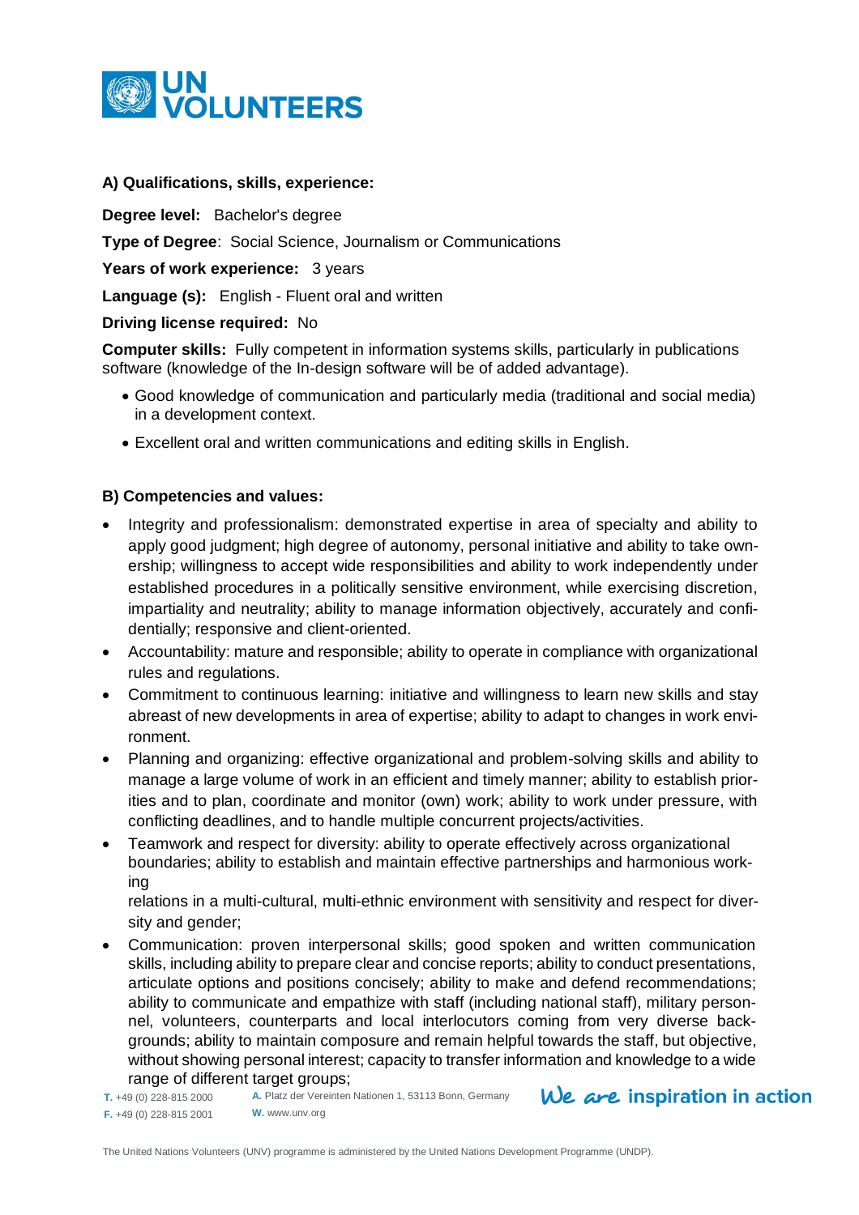**A) Qualifications, skills, experience:**

**Degree level:** Bachelor's degree

**Type of Degree**: Social Science, Journalism or Communications

**Years of work experience:** 3 years

**Language (s):** English - Fluent oral and written

**Driving license required:** No

**Computer skills:** Fully competent in information systems skills, particularly in publications software (knowledge of the In-design software will be of added advantage).

- Good knowledge of communication and particularly media (traditional and social media) in a development context.
- Excellent oral and written communications and editing skills in English.

**B) Competencies and values:**

- Integrity and professionalism: demonstrated expertise in area of specialty and ability to apply good judgment; high degree of autonomy, personal initiative and ability to take ownership; willingness to accept wide responsibilities and ability to work independently under established procedures in a politically sensitive environment, while exercising discretion, impartiality and neutrality; ability to manage information objectively, accurately and confidentially; responsive and client-oriented.
- Accountability: mature and responsible; ability to operate in compliance with organizational rules and regulations.
- Commitment to continuous learning: initiative and willingness to learn new skills and stay abreast of new developments in area of expertise; ability to adapt to changes in work environment.
- Planning and organizing: effective organizational and problem-solving skills and ability to manage a large volume of work in an efficient and timely manner; ability to establish priorities and to plan, coordinate and monitor (own) work; ability to work under pressure, with conflicting deadlines, and to handle multiple concurrent projects/activities.
- Teamwork and respect for diversity: ability to operate effectively across organizational boundaries; ability to establish and maintain effective partnerships and harmonious working relations in a multi-cultural, multi-ethnic environment with sensitivity and respect for diversity and gender;
- Communication: proven interpersonal skills; good spoken and written communication skills, including ability to prepare clear and concise reports; ability to conduct presentations, articulate options and positions concisely; ability to make and defend recommendations; ability to communicate and empathize with staff (including national staff), military personnel, volunteers, counterparts and local interlocutors coming from very diverse backgrounds; ability to maintain composure and remain helpful towards the staff, but objective, without showing personal interest; capacity to transfer information and knowledge to a wide range of different target groups;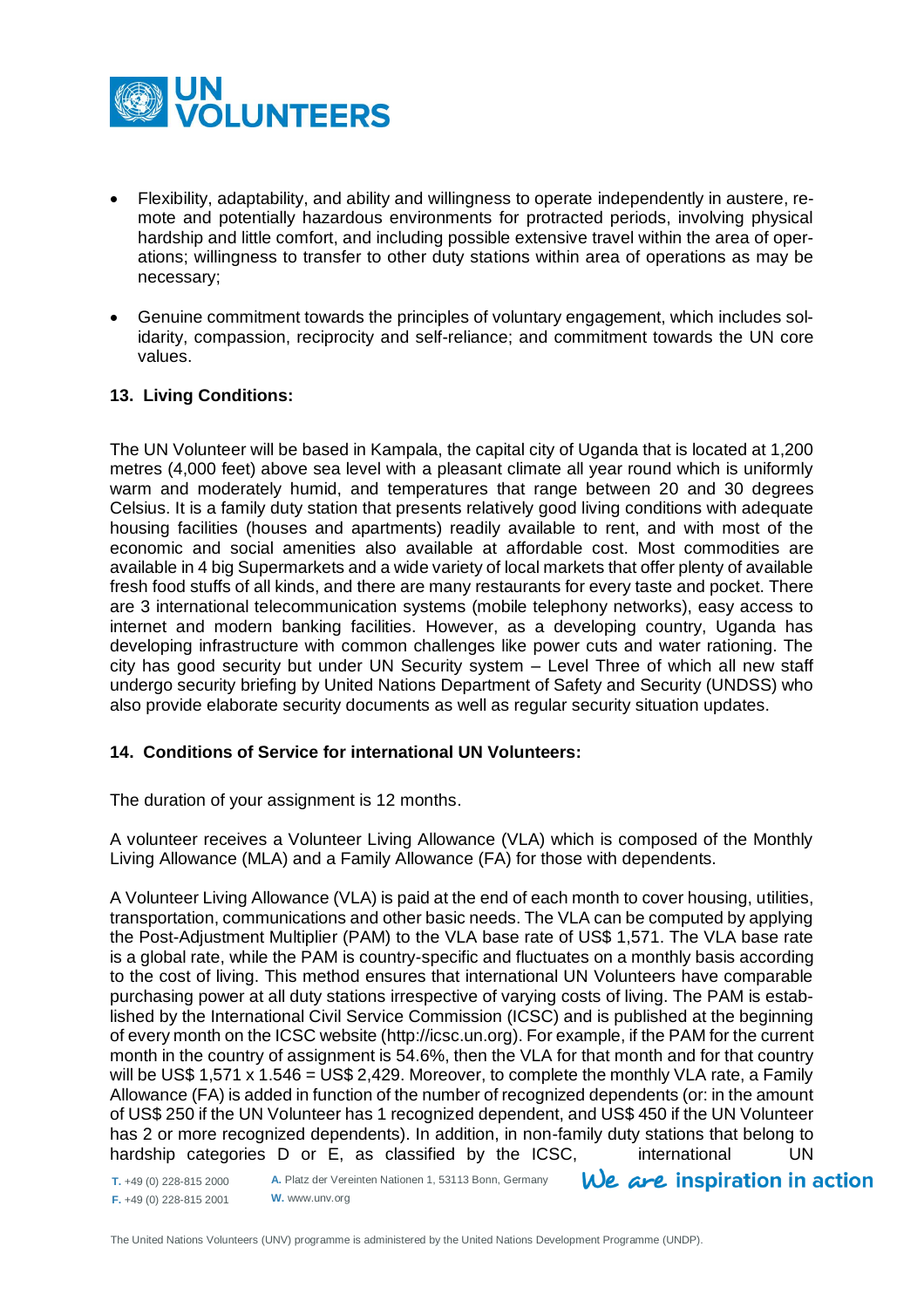- Flexibility, adaptability, and ability and willingness to operate independently in austere, remote and potentially hazardous environments for protracted periods, involving physical hardship and little comfort, and including possible extensive travel within the area of operations; willingness to transfer to other duty stations within area of operations as may be necessary;

- Genuine commitment towards the principles of voluntary engagement, which includes solidarity, compassion, reciprocity and self-reliance; and commitment towards the UN core values.

**13. Living Conditions:**

The UN Volunteer will be based in Kampala, the capital city of Uganda that is located at 1,200 metres (4,000 feet) above sea level with a pleasant climate all year round which is uniformly warm and moderately humid, and temperatures that range between 20 and 30 degrees Celsius. It is a family duty station that presents relatively good living conditions with adequate housing facilities (houses and apartments) readily available to rent, and with most of the economic and social amenities also available at affordable cost. Most commodities are available in 4 big Supermarkets and a wide variety of local markets that offer plenty of available fresh food stuffs of all kinds, and there are many restaurants for every taste and pocket. There are 3 international telecommunication systems (mobile telephony networks), easy access to internet and modern banking facilities. However, as a developing country, Uganda has developing infrastructure with common challenges like power cuts and water rationing. The city has good security but under UN Security system – Level Three of which all new staff undergo security briefing by United Nations Department of Safety and Security (UNDSS) who also provide elaborate security documents as well as regular security situation updates.

**14. Conditions of Service for international UN Volunteers:**

The duration of your assignment is 12 months.

A volunteer receives a Volunteer Living Allowance (VLA) which is composed of the Monthly Living Allowance (MLA) and a Family Allowance (FA) for those with dependents.

A Volunteer Living Allowance (VLA) is paid at the end of each month to cover housing, utilities, transportation, communications and other basic needs. The VLA can be computed by applying the Post-Adjustment Multiplier (PAM) to the VLA base rate of US$ 1,571. The VLA base rate is a global rate, while the PAM is country-specific and fluctuates on a monthly basis according to the cost of living. This method ensures that international UN Volunteers have comparable purchasing power at all duty stations irrespective of varying costs of living. The PAM is established by the International Civil Service Commission (ICSC) and is published at the beginning of every month on the ICSC website (http://icsc.un.org). For example, if the PAM for the current month in the country of assignment is 54.6%, then the VLA for that month and for that country will be US$ 1,571 x 1.546 = US$ 2,429. Moreover, to complete the monthly VLA rate, a Family Allowance (FA) is added in function of the number of recognized dependents (or: in the amount of US$ 250 if the UN Volunteer has 1 recognized dependent, and US$ 450 if the UN Volunteer has 2 or more recognized dependents). In addition, in non-family duty stations that belong to hardship categories D or E, as classified by the ICSC, international UN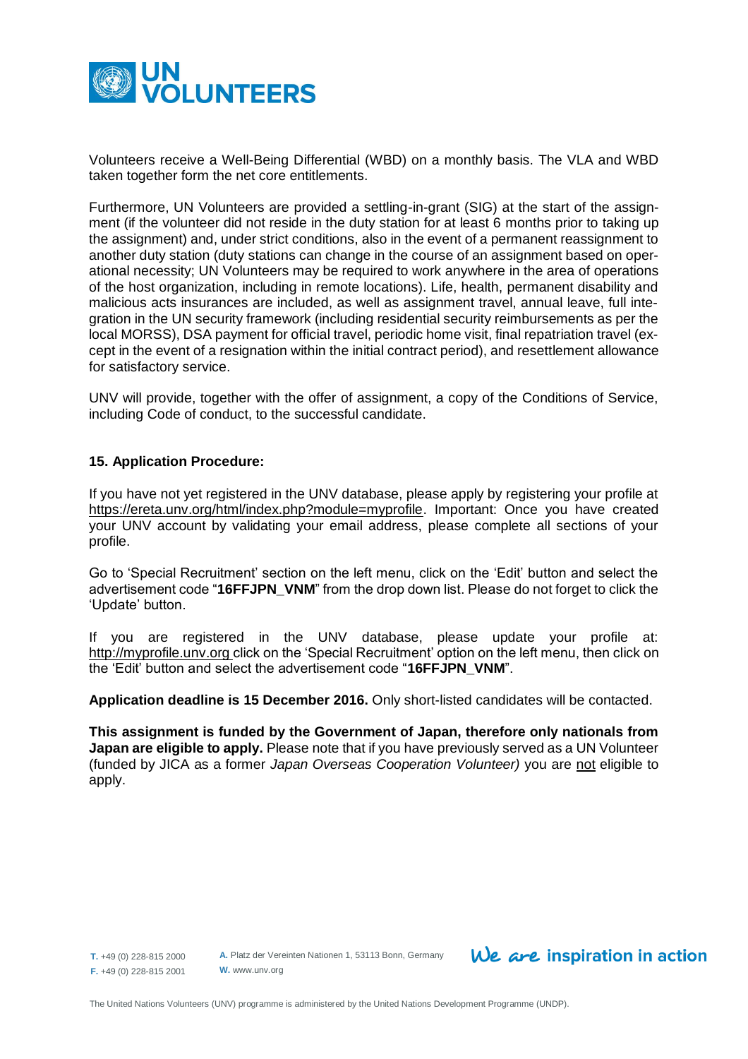Volunteers receive a Well-Being Differential (WBD) on a monthly basis. The VLA and WBD taken together form the net core entitlements.

Furthermore, UN Volunteers are provided a settling-in-grant (SIG) at the start of the assignment (if the volunteer did not reside in the duty station for at least 6 months prior to taking up the assignment) and, under strict conditions, also in the event of a permanent reassignment to another duty station (duty stations can change in the course of an assignment based on operational necessity; UN Volunteers may be required to work anywhere in the area of operations of the host organization, including in remote locations). Life, health, permanent disability and malicious acts insurances are included, as well as assignment travel, annual leave, full integration in the UN security framework (including residential security reimbursements as per the local MORSS), DSA payment for official travel, periodic home visit, final repatriation travel (except in the event of a resignation within the initial contract period), and resettlement allowance for satisfactory service.

UNV will provide, together with the offer of assignment, a copy of the Conditions of Service, including Code of conduct, to the successful candidate.

**15. Application Procedure:**

If you have not yet registered in the UNV database, please apply by registering your profile at https://ereta.unv.org/html/index.php?module=myprofile. Important: Once you have created your UNV account by validating your email address, please complete all sections of your profile.

Go to 'Special Recruitment' section on the left menu, click on the 'Edit' button and select the advertisement code "**16FFJPN_VNM**" from the drop down list. Please do not forget to click the 'Update' button.

If you are registered in the UNV database, please update your profile at: http://myprofile.unv.org click on the 'Special Recruitment' option on the left menu, then click on the 'Edit' button and select the advertisement code "**16FFJPN_VNM**".

**Application deadline is 15 December 2016.** Only short-listed candidates will be contacted.

**This assignment is funded by the Government of Japan, therefore only nationals from Japan are eligible to apply.** Please note that if you have previously served as a UN Volunteer (funded by JICA as a former *Japan Overseas Cooperation Volunteer)* you are not eligible to apply.